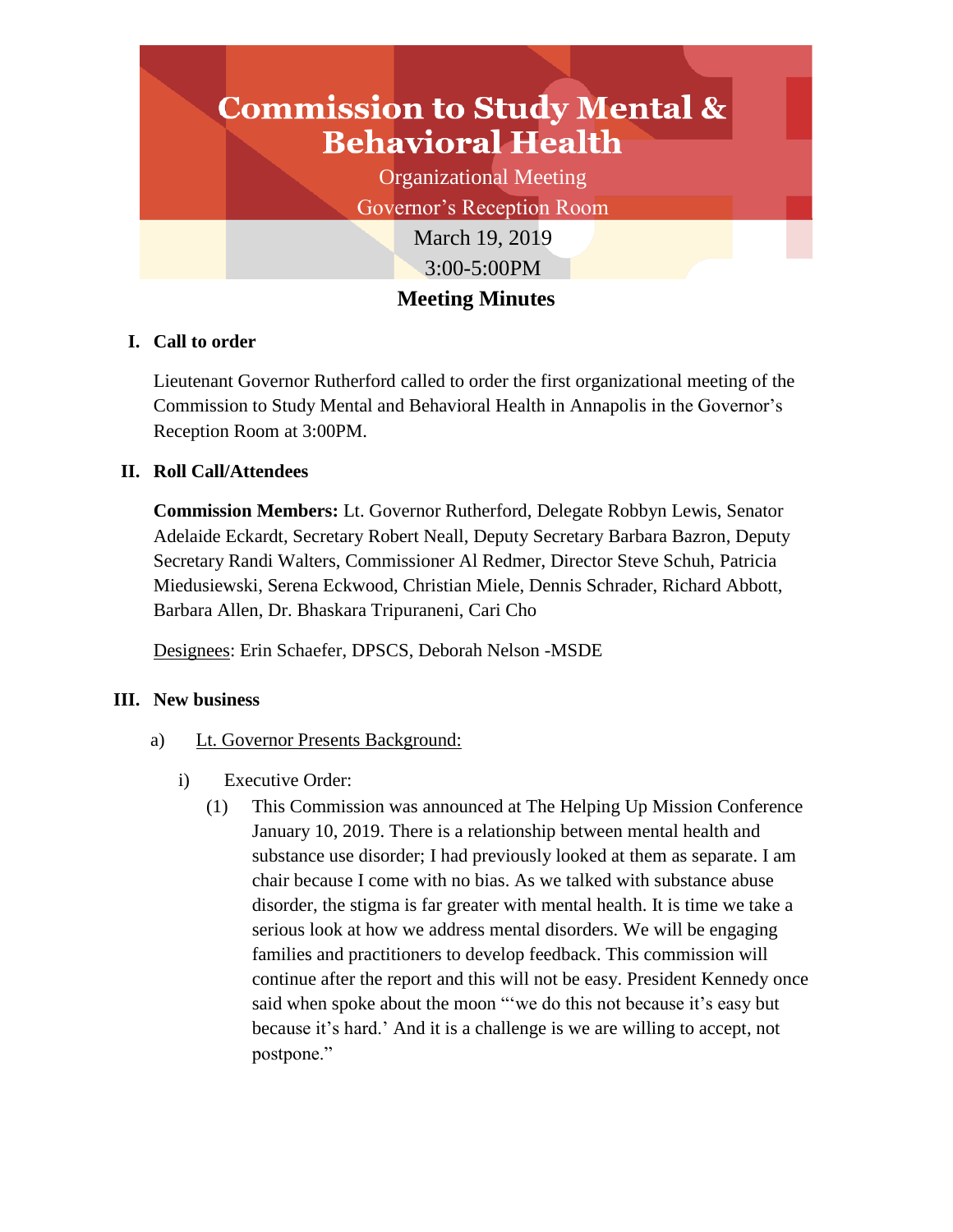# Commission to Study Mental & Behavioral Health

Organizational Meeting

Governor's Reception Room

March 19, 2019

3:00-5:00PM

## Meeting Minutes

### I. Call to order

Lieutenant Governor Rutherford called to order the first organizational meeting of the Commission to Study Mental and Behavioral Health in Annapolis in the Governor's Reception Room at 3:00PM.

### II. Roll Call/Attendees

**Commission Members:** Lt. Governor Rutherford, Delegate Robbyn Lewis, Senator Adelaide Eckardt, Secretary Robert Neall, Deputy Secretary Barbara Bazron, Deputy Secretary Randi Walters, Commissioner Al Redmer, Director Steve Schuh, Patricia Miedusiewski, Serena Eckwood, Christian Miele, Dennis Schrader, Richard Abbott, Barbara Allen, Dr. Bhaskara Tripuraneni, Cari Cho

<u>Designees</u>: Erin Schaefer, DPSCS, Deborah Nelson -MSDE

### III. New business

a) <u>Lt. Governor Presents Background:</u>

i) Executive Order:

(1) This Commission was announced at The Helping Up Mission Conference January 10, 2019. There is a relationship between mental health and substance use disorder; I had previously looked at them as separate. I am chair because I come with no bias. As we talked with substance abuse disorder, the stigma is far greater with mental health. It is time we take a serious look at how we address mental disorders. We will be engaging families and practitioners to develop feedback. This commission will continue after the report and this will not be easy. President Kennedy once said when spoke about the moon "'we do this not because it's easy but because it's hard.' And it is a challenge is we are willing to accept, not postpone."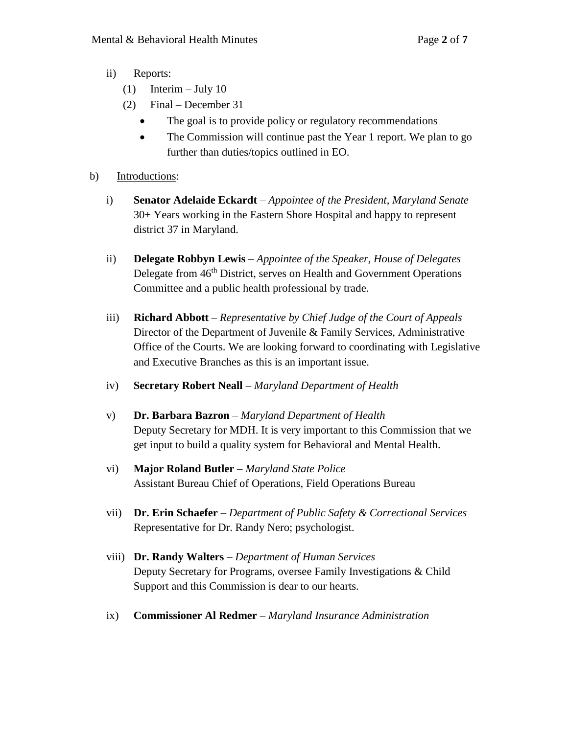- ii) Reports:
  - (1) Interim – July 10
  - (2) Final – December 31
    - The goal is to provide policy or regulatory recommendations
    - The Commission will continue past the Year 1 report. We plan to go further than duties/topics outlined in EO.

b) Introductions:

- i) **Senator Adelaide Eckardt** – *Appointee of the President, Maryland Senate*
  30+ Years working in the Eastern Shore Hospital and happy to represent district 37 in Maryland.

- ii) **Delegate Robbyn Lewis** – *Appointee of the Speaker, House of Delegates*
  Delegate from 46th District, serves on Health and Government Operations Committee and a public health professional by trade.

- iii) **Richard Abbott** – *Representative by Chief Judge of the Court of Appeals*
  Director of the Department of Juvenile & Family Services, Administrative Office of the Courts. We are looking forward to coordinating with Legislative and Executive Branches as this is an important issue.

- iv) **Secretary Robert Neall** – *Maryland Department of Health*

- v) **Dr. Barbara Bazron** – *Maryland Department of Health*
  Deputy Secretary for MDH. It is very important to this Commission that we get input to build a quality system for Behavioral and Mental Health.

- vi) **Major Roland Butler** – *Maryland State Police*
  Assistant Bureau Chief of Operations, Field Operations Bureau

- vii) **Dr. Erin Schaefer** – *Department of Public Safety & Correctional Services*
  Representative for Dr. Randy Nero; psychologist.

- viii) **Dr. Randy Walters** – *Department of Human Services*
  Deputy Secretary for Programs, oversee Family Investigations & Child Support and this Commission is dear to our hearts.

- ix) **Commissioner Al Redmer** – *Maryland Insurance Administration*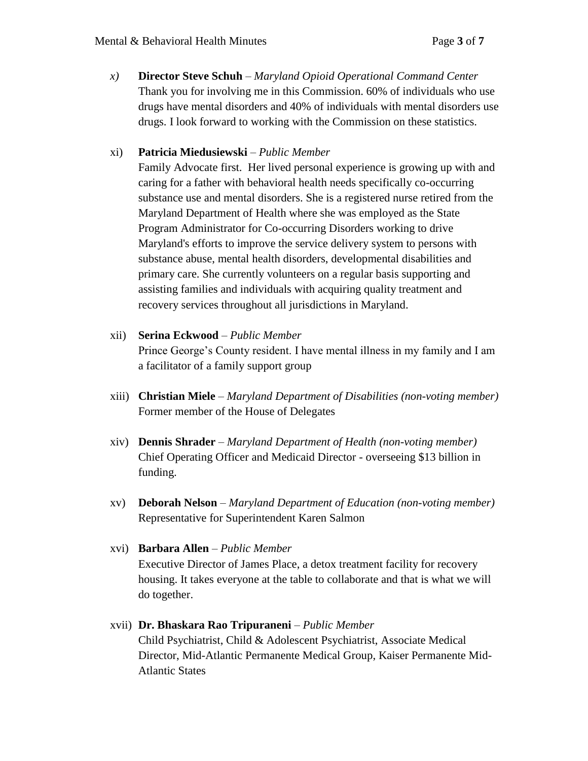*x)* **Director Steve Schuh** – *Maryland Opioid Operational Command Center*
Thank you for involving me in this Commission. 60% of individuals who use drugs have mental disorders and 40% of individuals with mental disorders use drugs. I look forward to working with the Commission on these statistics.

xi) **Patricia Miedusiewski** – *Public Member*
Family Advocate first. Her lived personal experience is growing up with and caring for a father with behavioral health needs specifically co-occurring substance use and mental disorders. She is a registered nurse retired from the Maryland Department of Health where she was employed as the State Program Administrator for Co-occurring Disorders working to drive Maryland's efforts to improve the service delivery system to persons with substance abuse, mental health disorders, developmental disabilities and primary care. She currently volunteers on a regular basis supporting and assisting families and individuals with acquiring quality treatment and recovery services throughout all jurisdictions in Maryland.

xii) **Serina Eckwood** – *Public Member*
Prince George's County resident. I have mental illness in my family and I am a facilitator of a family support group

xiii) **Christian Miele** – *Maryland Department of Disabilities (non-voting member)*
Former member of the House of Delegates

xiv) **Dennis Shrader** – *Maryland Department of Health (non-voting member)*
Chief Operating Officer and Medicaid Director - overseeing $13 billion in funding.

xv) **Deborah Nelson** – *Maryland Department of Education (non-voting member)*
Representative for Superintendent Karen Salmon

xvi) **Barbara Allen** – *Public Member*
Executive Director of James Place, a detox treatment facility for recovery housing. It takes everyone at the table to collaborate and that is what we will do together.

xvii) **Dr. Bhaskara Rao Tripuraneni** – *Public Member*
Child Psychiatrist, Child & Adolescent Psychiatrist, Associate Medical Director, Mid-Atlantic Permanente Medical Group, Kaiser Permanente Mid-Atlantic States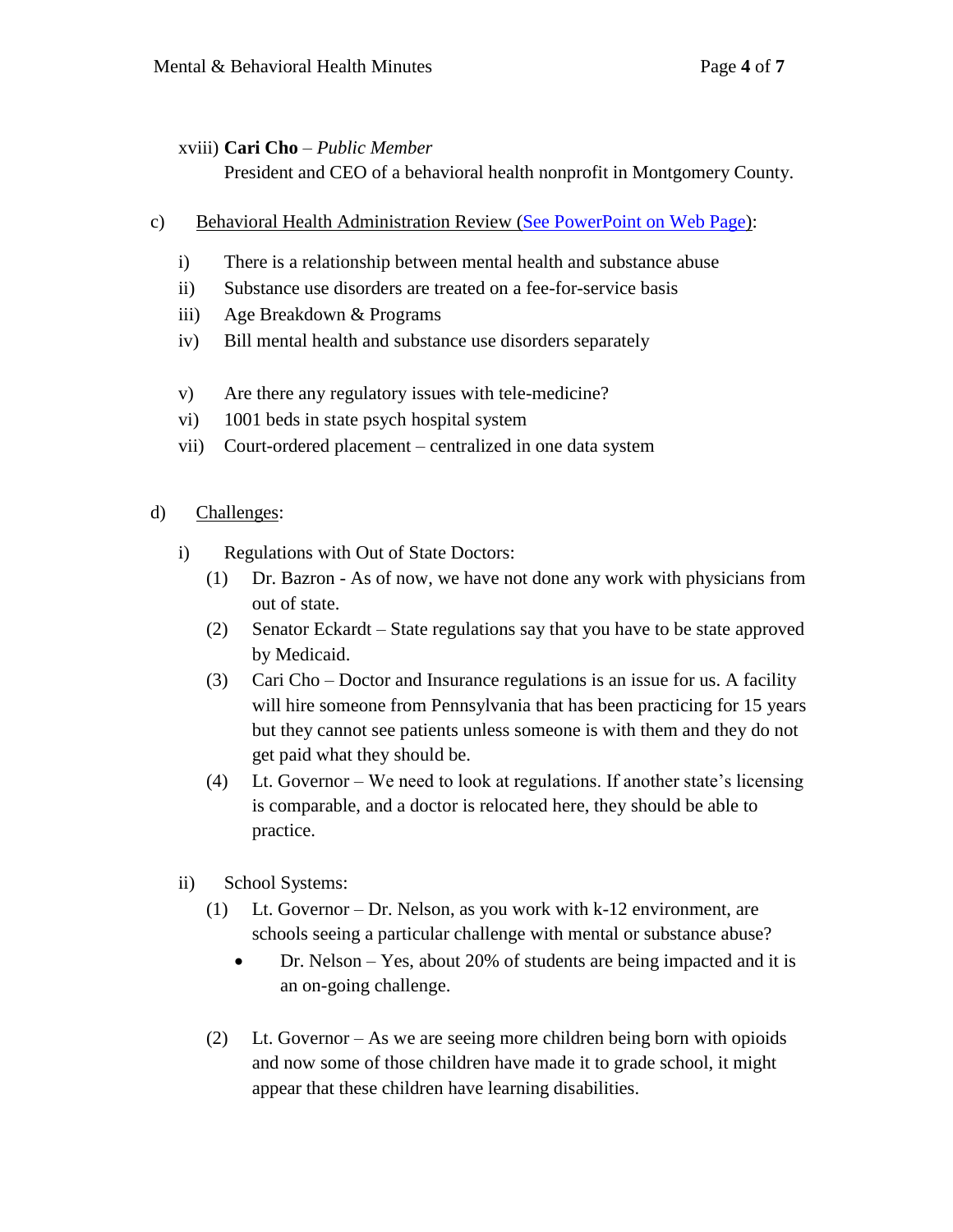xviii) **Cari Cho** – *Public Member*

President and CEO of a behavioral health nonprofit in Montgomery County.

c) Behavioral Health Administration Review (See PowerPoint on Web Page):

i) There is a relationship between mental health and substance abuse

ii) Substance use disorders are treated on a fee-for-service basis

iii) Age Breakdown & Programs

iv) Bill mental health and substance use disorders separately

v) Are there any regulatory issues with tele-medicine?

vi) 1001 beds in state psych hospital system

vii) Court-ordered placement – centralized in one data system

d) Challenges:

i) Regulations with Out of State Doctors:

(1) Dr. Bazron - As of now, we have not done any work with physicians from out of state.

(2) Senator Eckardt – State regulations say that you have to be state approved by Medicaid.

(3) Cari Cho – Doctor and Insurance regulations is an issue for us. A facility will hire someone from Pennsylvania that has been practicing for 15 years but they cannot see patients unless someone is with them and they do not get paid what they should be.

(4) Lt. Governor – We need to look at regulations. If another state's licensing is comparable, and a doctor is relocated here, they should be able to practice.

ii) School Systems:

(1) Lt. Governor – Dr. Nelson, as you work with k-12 environment, are schools seeing a particular challenge with mental or substance abuse?

- Dr. Nelson – Yes, about 20% of students are being impacted and it is an on-going challenge.

(2) Lt. Governor – As we are seeing more children being born with opioids and now some of those children have made it to grade school, it might appear that these children have learning disabilities.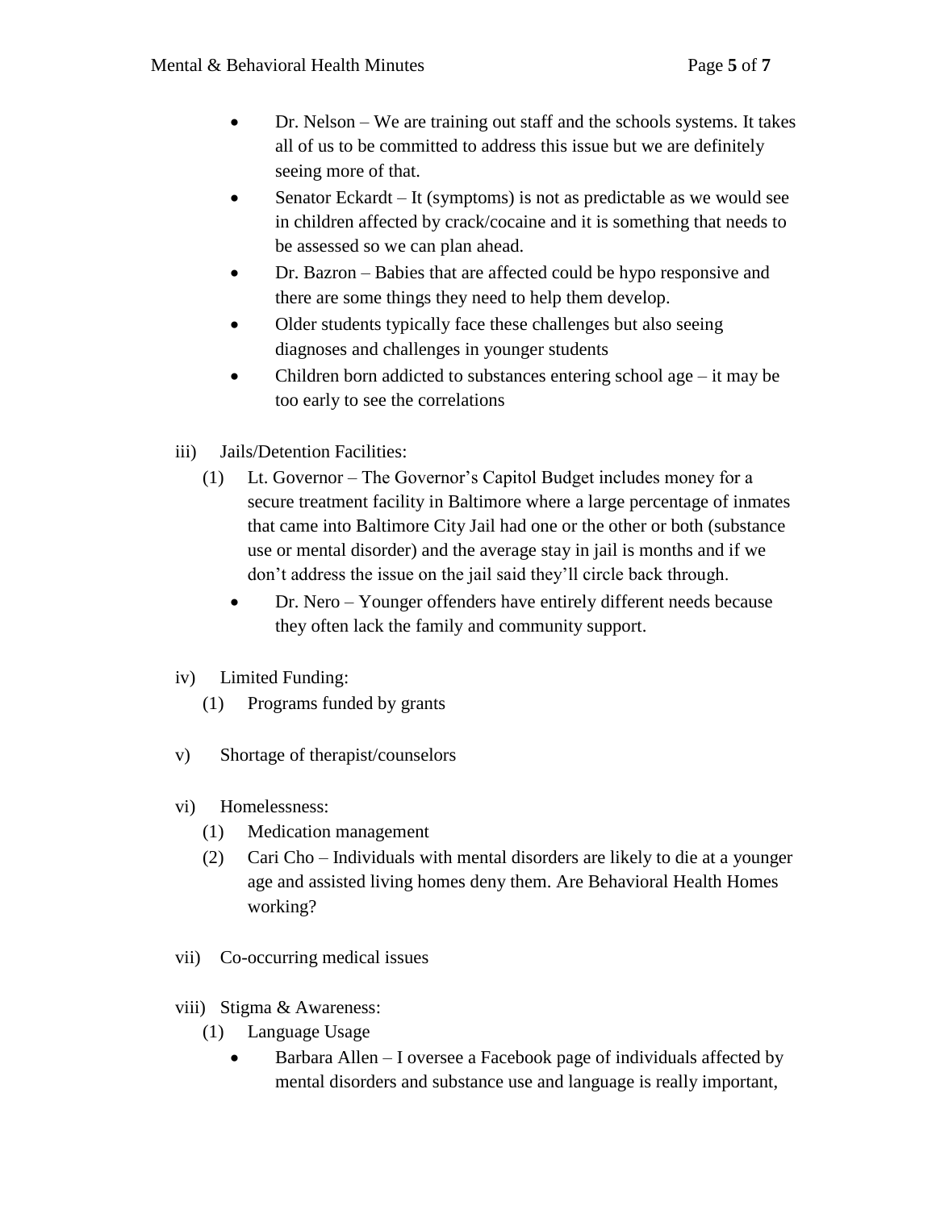- Dr. Nelson – We are training out staff and the schools systems. It takes all of us to be committed to address this issue but we are definitely seeing more of that.
- Senator Eckardt – It (symptoms) is not as predictable as we would see in children affected by crack/cocaine and it is something that needs to be assessed so we can plan ahead.
- Dr. Bazron – Babies that are affected could be hypo responsive and there are some things they need to help them develop.
- Older students typically face these challenges but also seeing diagnoses and challenges in younger students
- Children born addicted to substances entering school age – it may be too early to see the correlations

iii) Jails/Detention Facilities:

(1) Lt. Governor – The Governor's Capitol Budget includes money for a secure treatment facility in Baltimore where a large percentage of inmates that came into Baltimore City Jail had one or the other or both (substance use or mental disorder) and the average stay in jail is months and if we don't address the issue on the jail said they'll circle back through.

- Dr. Nero – Younger offenders have entirely different needs because they often lack the family and community support.

iv) Limited Funding:

(1) Programs funded by grants

v) Shortage of therapist/counselors

vi) Homelessness:

(1) Medication management

(2) Cari Cho – Individuals with mental disorders are likely to die at a younger age and assisted living homes deny them. Are Behavioral Health Homes working?

vii) Co-occurring medical issues

viii) Stigma & Awareness:

(1) Language Usage

- Barbara Allen – I oversee a Facebook page of individuals affected by mental disorders and substance use and language is really important,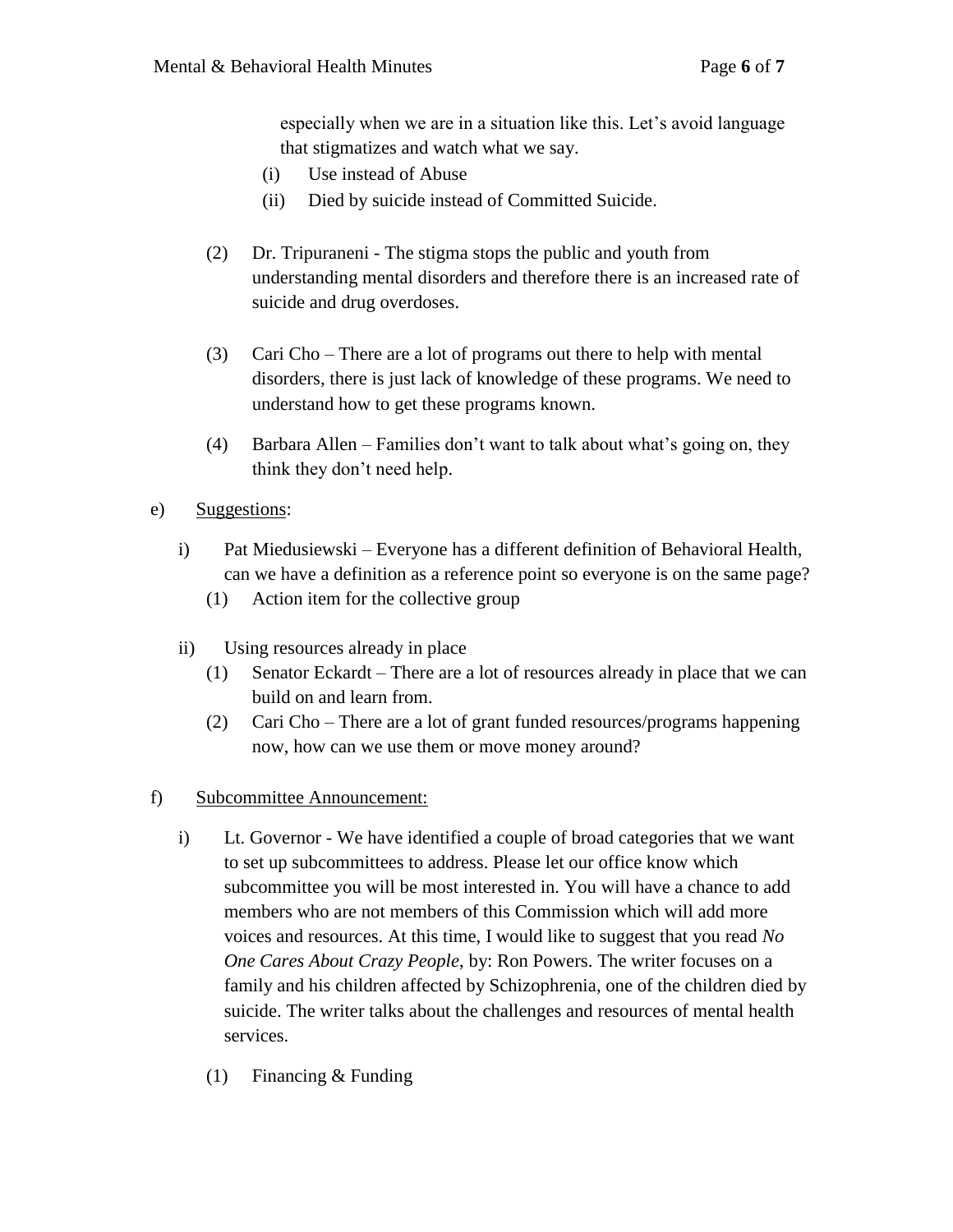especially when we are in a situation like this. Let's avoid language that stigmatizes and watch what we say.

   (i) Use instead of Abuse
   (ii) Died by suicide instead of Committed Suicide.

  (2) Dr. Tripuraneni - The stigma stops the public and youth from understanding mental disorders and therefore there is an increased rate of suicide and drug overdoses.

  (3) Cari Cho – There are a lot of programs out there to help with mental disorders, there is just lack of knowledge of these programs. We need to understand how to get these programs known.

  (4) Barbara Allen – Families don't want to talk about what's going on, they think they don't need help.

e) Suggestions:

 i) Pat Miedusiewski – Everyone has a different definition of Behavioral Health, can we have a definition as a reference point so everyone is on the same page?
  (1) Action item for the collective group

 ii) Using resources already in place
  (1) Senator Eckardt – There are a lot of resources already in place that we can build on and learn from.
  (2) Cari Cho – There are a lot of grant funded resources/programs happening now, how can we use them or move money around?

f) Subcommittee Announcement:

 i) Lt. Governor - We have identified a couple of broad categories that we want to set up subcommittees to address. Please let our office know which subcommittee you will be most interested in. You will have a chance to add members who are not members of this Commission which will add more voices and resources. At this time, I would like to suggest that you read *No One Cares About Crazy People*, by: Ron Powers. The writer focuses on a family and his children affected by Schizophrenia, one of the children died by suicide. The writer talks about the challenges and resources of mental health services.

  (1) Financing & Funding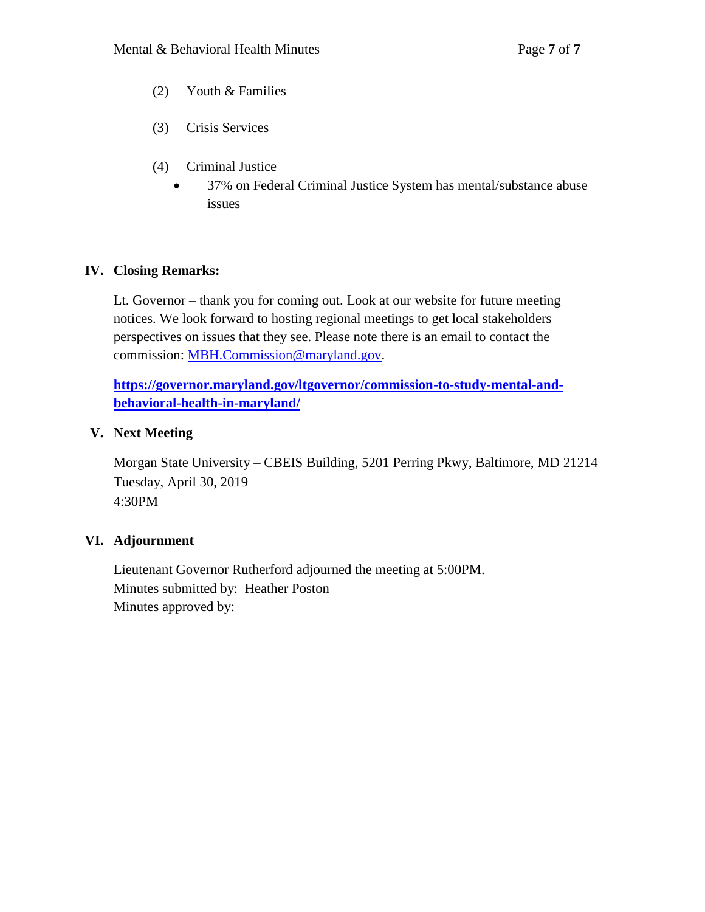(2) Youth & Families

(3) Crisis Services

(4) Criminal Justice

- 37% on Federal Criminal Justice System has mental/substance abuse issues

## IV. Closing Remarks:

Lt. Governor – thank you for coming out. Look at our website for future meeting notices. We look forward to hosting regional meetings to get local stakeholders perspectives on issues that they see. Please note there is an email to contact the commission: MBH.Commission@maryland.gov.

**https://governor.maryland.gov/ltgovernor/commission-to-study-mental-and-behavioral-health-in-maryland/**

## V. Next Meeting

Morgan State University – CBEIS Building, 5201 Perring Pkwy, Baltimore, MD 21214
Tuesday, April 30, 2019
4:30PM

## VI. Adjournment

Lieutenant Governor Rutherford adjourned the meeting at 5:00PM.
Minutes submitted by: Heather Poston
Minutes approved by: